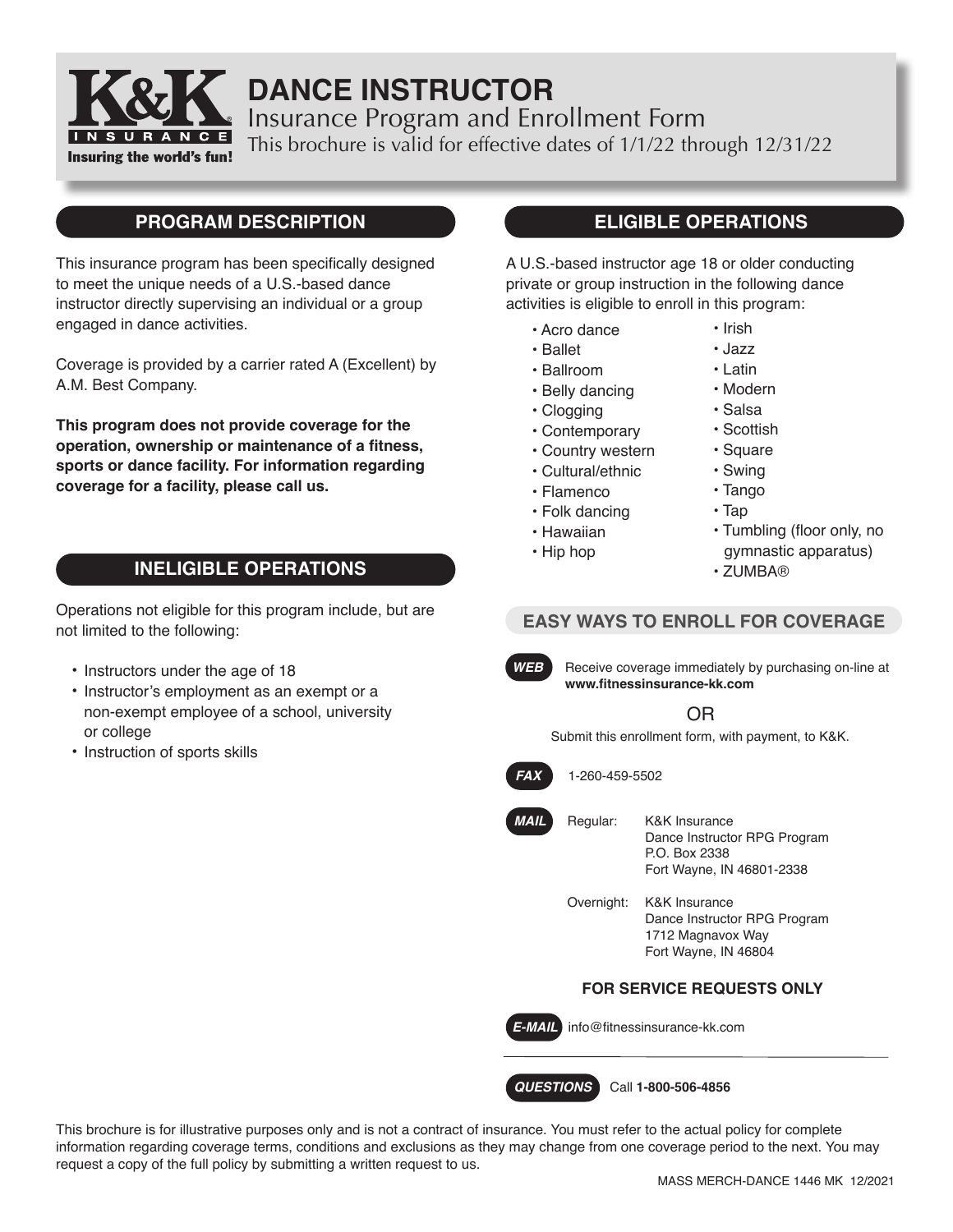K&K INSURANCE
Insuring the world's fun!

# DANCE INSTRUCTOR

Insurance Program and Enrollment Form

This brochure is valid for effective dates of 1/1/22 through 12/31/22

## PROGRAM DESCRIPTION

This insurance program has been specifically designed to meet the unique needs of a U.S.-based dance instructor directly supervising an individual or a group engaged in dance activities.

Coverage is provided by a carrier rated A (Excellent) by A.M. Best Company.

**This program does not provide coverage for the operation, ownership or maintenance of a fitness, sports or dance facility. For information regarding coverage for a facility, please call us.**

## INELIGIBLE OPERATIONS

Operations not eligible for this program include, but are not limited to the following:

- Instructors under the age of 18
- Instructor's employment as an exempt or a non-exempt employee of a school, university or college
- Instruction of sports skills

## ELIGIBLE OPERATIONS

A U.S.-based instructor age 18 or older conducting private or group instruction in the following dance activities is eligible to enroll in this program:

- Acro dance
- Ballet
- Ballroom
- Belly dancing
- Clogging
- Contemporary
- Country western
- Cultural/ethnic
- Flamenco
- Folk dancing
- Hawaiian
- Hip hop
- Irish
- Jazz
- Latin
- Modern
- Salsa
- Scottish
- Square
- Swing
- Tango
- Tap
- Tumbling (floor only, no gymnastic apparatus)
- ZUMBA®

## EASY WAYS TO ENROLL FOR COVERAGE

**WEB** Receive coverage immediately by purchasing on-line at **www.fitnessinsurance-kk.com**

OR

Submit this enrollment form, with payment, to K&K.

**FAX** 1-260-459-5502

**MAIL**

Regular:
K&K Insurance
Dance Instructor RPG Program
P.O. Box 2338
Fort Wayne, IN 46801-2338

Overnight:
K&K Insurance
Dance Instructor RPG Program
1712 Magnavox Way
Fort Wayne, IN 46804

### FOR SERVICE REQUESTS ONLY

**E-MAIL** info@fitnessinsurance-kk.com

**QUESTIONS** Call **1-800-506-4856**

This brochure is for illustrative purposes only and is not a contract of insurance. You must refer to the actual policy for complete information regarding coverage terms, conditions and exclusions as they may change from one coverage period to the next. You may request a copy of the full policy by submitting a written request to us.

MASS MERCH-DANCE 1446 MK 12/2021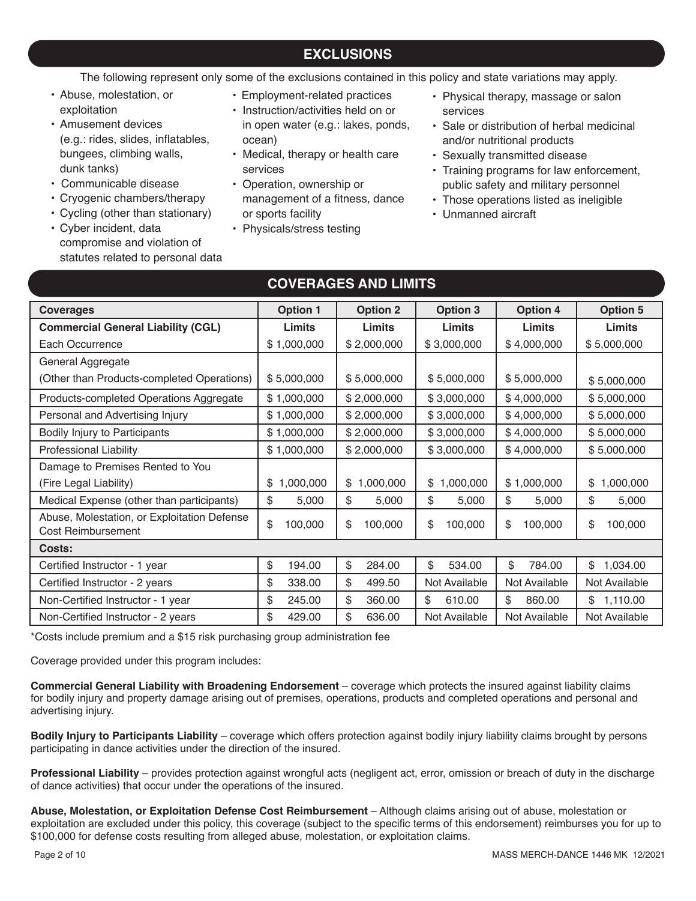## EXCLUSIONS

The following represent only some of the exclusions contained in this policy and state variations may apply.

- Abuse, molestation, or exploitation
- Amusement devices (e.g.: rides, slides, inflatables, bungees, climbing walls, dunk tanks)
- Communicable disease
- Cryogenic chambers/therapy
- Cycling (other than stationary)
- Cyber incident, data compromise and violation of statutes related to personal data
- Employment-related practices
- Instruction/activities held on or in open water (e.g.: lakes, ponds, ocean)
- Medical, therapy or health care services
- Operation, ownership or management of a fitness, dance or sports facility
- Physicals/stress testing
- Physical therapy, massage or salon services
- Sale or distribution of herbal medicinal and/or nutritional products
- Sexually transmitted disease
- Training programs for law enforcement, public safety and military personnel
- Those operations listed as ineligible
- Unmanned aircraft

## COVERAGES AND LIMITS

| Coverages | Option 1 | Option 2 | Option 3 | Option 4 | Option 5 |
|---|---|---|---|---|---|
| **Commercial General Liability (CGL)** | **Limits** | **Limits** | **Limits** | **Limits** | **Limits** |
| Each Occurrence | $ 1,000,000 | $ 2,000,000 | $ 3,000,000 | $ 4,000,000 | $ 5,000,000 |
| General Aggregate (Other than Products-completed Operations) | $ 5,000,000 | $ 5,000,000 | $ 5,000,000 | $ 5,000,000 | $ 5,000,000 |
| Products-completed Operations Aggregate | $ 1,000,000 | $ 2,000,000 | $ 3,000,000 | $ 4,000,000 | $ 5,000,000 |
| Personal and Advertising Injury | $ 1,000,000 | $ 2,000,000 | $ 3,000,000 | $ 4,000,000 | $ 5,000,000 |
| Bodily Injury to Participants | $ 1,000,000 | $ 2,000,000 | $ 3,000,000 | $ 4,000,000 | $ 5,000,000 |
| Professional Liability | $ 1,000,000 | $ 2,000,000 | $ 3,000,000 | $ 4,000,000 | $ 5,000,000 |
| Damage to Premises Rented to You (Fire Legal Liability) | $ 1,000,000 | $ 1,000,000 | $ 1,000,000 | $ 1,000,000 | $ 1,000,000 |
| Medical Expense (other than participants) | $ 5,000 | $ 5,000 | $ 5,000 | $ 5,000 | $ 5,000 |
| Abuse, Molestation, or Exploitation Defense Cost Reimbursement | $ 100,000 | $ 100,000 | $ 100,000 | $ 100,000 | $ 100,000 |
| **Costs:** | | | | | |
| Certified Instructor - 1 year | $ 194.00 | $ 284.00 | $ 534.00 | $ 784.00 | $ 1,034.00 |
| Certified Instructor - 2 years | $ 338.00 | $ 499.50 | Not Available | Not Available | Not Available |
| Non-Certified Instructor - 1 year | $ 245.00 | $ 360.00 | $ 610.00 | $ 860.00 | $ 1,110.00 |
| Non-Certified Instructor - 2 years | $ 429.00 | $ 636.00 | Not Available | Not Available | Not Available |

*Costs include premium and a $15 risk purchasing group administration fee

Coverage provided under this program includes:

**Commercial General Liability with Broadening Endorsement** – coverage which protects the insured against liability claims for bodily injury and property damage arising out of premises, operations, products and completed operations and personal and advertising injury.

**Bodily Injury to Participants Liability** – coverage which offers protection against bodily injury liability claims brought by persons participating in dance activities under the direction of the insured.

**Professional Liability** – provides protection against wrongful acts (negligent act, error, omission or breach of duty in the discharge of dance activities) that occur under the operations of the insured.

**Abuse, Molestation, or Exploitation Defense Cost Reimbursement** – Although claims arising out of abuse, molestation or exploitation are excluded under this policy, this coverage (subject to the specific terms of this endorsement) reimburses you for up to $100,000 for defense costs resulting from alleged abuse, molestation, or exploitation claims.

MASS MERCH-DANCE 1446 MK 12/2021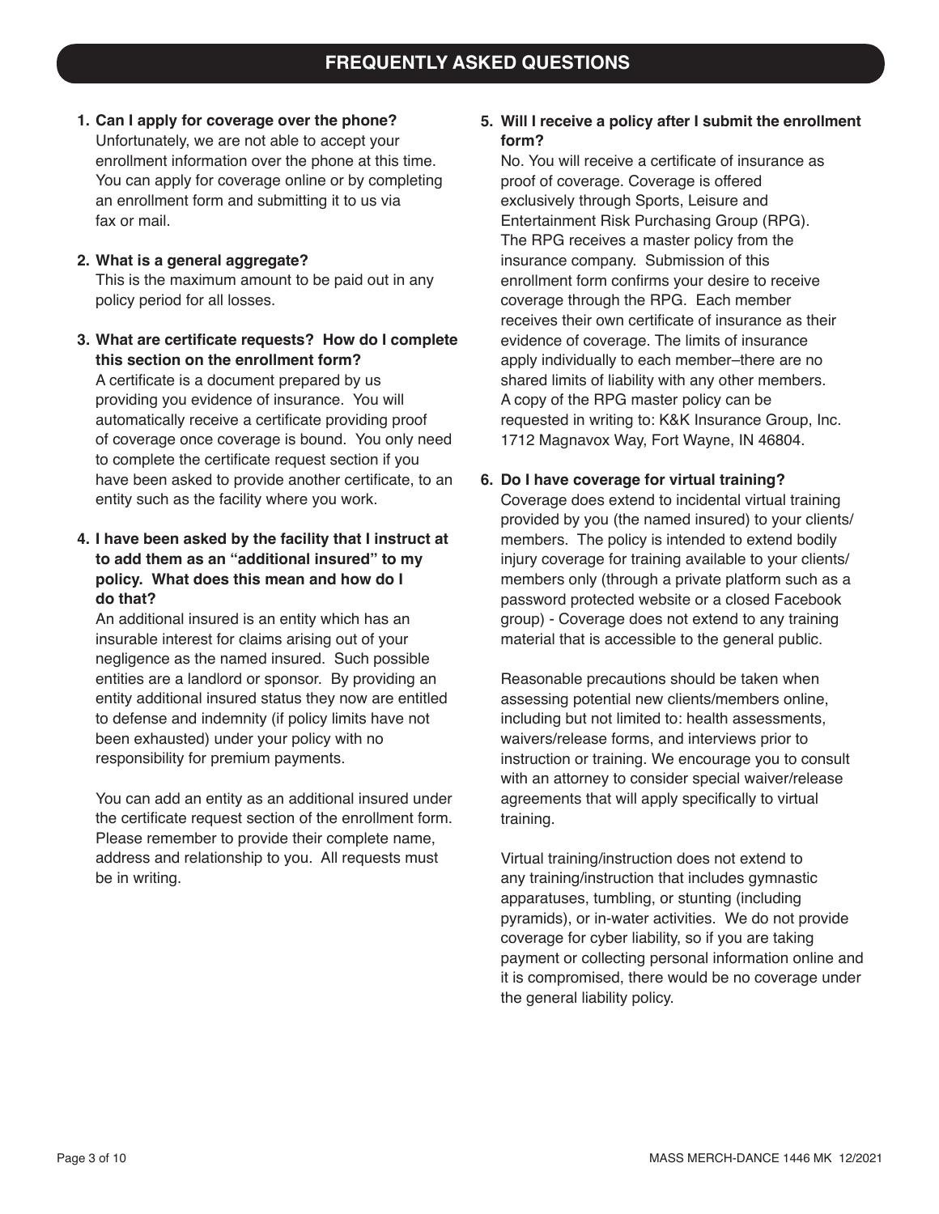# FREQUENTLY ASKED QUESTIONS

**1. Can I apply for coverage over the phone?**

Unfortunately, we are not able to accept your enrollment information over the phone at this time. You can apply for coverage online or by completing an enrollment form and submitting it to us via fax or mail.

**2. What is a general aggregate?**

This is the maximum amount to be paid out in any policy period for all losses.

**3. What are certificate requests? How do I complete this section on the enrollment form?**

A certificate is a document prepared by us providing you evidence of insurance. You will automatically receive a certificate providing proof of coverage once coverage is bound. You only need to complete the certificate request section if you have been asked to provide another certificate, to an entity such as the facility where you work.

**4. I have been asked by the facility that I instruct at to add them as an "additional insured" to my policy. What does this mean and how do I do that?**

An additional insured is an entity which has an insurable interest for claims arising out of your negligence as the named insured. Such possible entities are a landlord or sponsor. By providing an entity additional insured status they now are entitled to defense and indemnity (if policy limits have not been exhausted) under your policy with no responsibility for premium payments.

You can add an entity as an additional insured under the certificate request section of the enrollment form. Please remember to provide their complete name, address and relationship to you. All requests must be in writing.

**5. Will I receive a policy after I submit the enrollment form?**

No. You will receive a certificate of insurance as proof of coverage. Coverage is offered exclusively through Sports, Leisure and Entertainment Risk Purchasing Group (RPG). The RPG receives a master policy from the insurance company. Submission of this enrollment form confirms your desire to receive coverage through the RPG. Each member receives their own certificate of insurance as their evidence of coverage. The limits of insurance apply individually to each member–there are no shared limits of liability with any other members. A copy of the RPG master policy can be requested in writing to: K&K Insurance Group, Inc. 1712 Magnavox Way, Fort Wayne, IN 46804.

**6. Do I have coverage for virtual training?**

Coverage does extend to incidental virtual training provided by you (the named insured) to your clients/members. The policy is intended to extend bodily injury coverage for training available to your clients/members only (through a private platform such as a password protected website or a closed Facebook group) - Coverage does not extend to any training material that is accessible to the general public.

Reasonable precautions should be taken when assessing potential new clients/members online, including but not limited to: health assessments, waivers/release forms, and interviews prior to instruction or training. We encourage you to consult with an attorney to consider special waiver/release agreements that will apply specifically to virtual training.

Virtual training/instruction does not extend to any training/instruction that includes gymnastic apparatuses, tumbling, or stunting (including pyramids), or in-water activities. We do not provide coverage for cyber liability, so if you are taking payment or collecting personal information online and it is compromised, there would be no coverage under the general liability policy.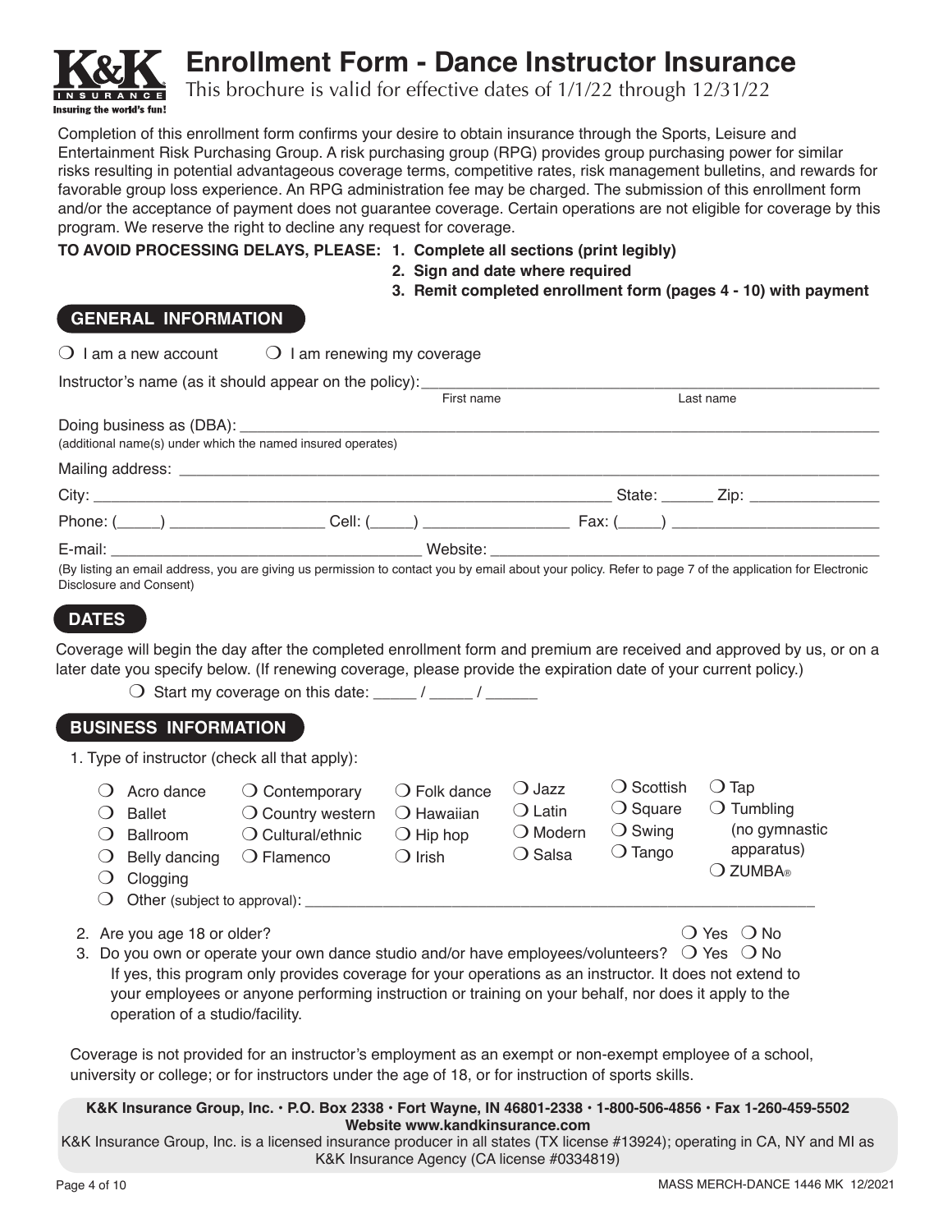# Enrollment Form - Dance Instructor Insurance

This brochure is valid for effective dates of 1/1/22 through 12/31/22

Completion of this enrollment form confirms your desire to obtain insurance through the Sports, Leisure and Entertainment Risk Purchasing Group. A risk purchasing group (RPG) provides group purchasing power for similar risks resulting in potential advantageous coverage terms, competitive rates, risk management bulletins, and rewards for favorable group loss experience. An RPG administration fee may be charged. The submission of this enrollment form and/or the acceptance of payment does not guarantee coverage. Certain operations are not eligible for coverage by this program. We reserve the right to decline any request for coverage.

**TO AVOID PROCESSING DELAYS, PLEASE:**
1. **Complete all sections (print legibly)**
2. **Sign and date where required**
3. **Remit completed enrollment form (pages 4 - 10) with payment**

## GENERAL INFORMATION

❍ I am a new account ❍ I am renewing my coverage

Instructor's name (as it should appear on the policy): ______________________ (First name) ______________________ (Last name)

Doing business as (DBA): ____________________________________________
(additional name(s) under which the named insured operates)

Mailing address: ____________________________________________

City: ______________________ State: ______ Zip: ______________

Phone: (_____) ________________ Cell: (_____) ________________ Fax: (_____) ________________

E-mail: ______________________ Website: ______________________

(By listing an email address, you are giving us permission to contact you by email about your policy. Refer to page 7 of the application for Electronic Disclosure and Consent)

## DATES

Coverage will begin the day after the completed enrollment form and premium are received and approved by us, or on a later date you specify below. (If renewing coverage, please provide the expiration date of your current policy.)

❍ Start my coverage on this date: _____ / _____ / ______

## BUSINESS INFORMATION

1. Type of instructor (check all that apply):

❍ Acro dance
❍ Ballet
❍ Ballroom
❍ Belly dancing
❍ Clogging
❍ Contemporary
❍ Country western
❍ Cultural/ethnic
❍ Flamenco
❍ Folk dance
❍ Hawaiian
❍ Hip hop
❍ Irish
❍ Jazz
❍ Latin
❍ Modern
❍ Salsa
❍ Scottish
❍ Square
❍ Swing
❍ Tango
❍ Tap
❍ Tumbling (no gymnastic apparatus)
❍ ZUMBA®
❍ Other (subject to approval): ____________________________________________

2. Are you age 18 or older? ❍ Yes ❍ No
3. Do you own or operate your own dance studio and/or have employees/volunteers? ❍ Yes ❍ No

   If yes, this program only provides coverage for your operations as an instructor. It does not extend to your employees or anyone performing instruction or training on your behalf, nor does it apply to the operation of a studio/facility.

Coverage is not provided for an instructor's employment as an exempt or non-exempt employee of a school, university or college; or for instructors under the age of 18, or for instruction of sports skills.

**K&K Insurance Group, Inc. • P.O. Box 2338 • Fort Wayne, IN 46801-2338 • 1-800-506-4856 • Fax 1-260-459-5502**
**Website www.kandkinsurance.com**
K&K Insurance Group, Inc. is a licensed insurance producer in all states (TX license #13924); operating in CA, NY and MI as K&K Insurance Agency (CA license #0334819)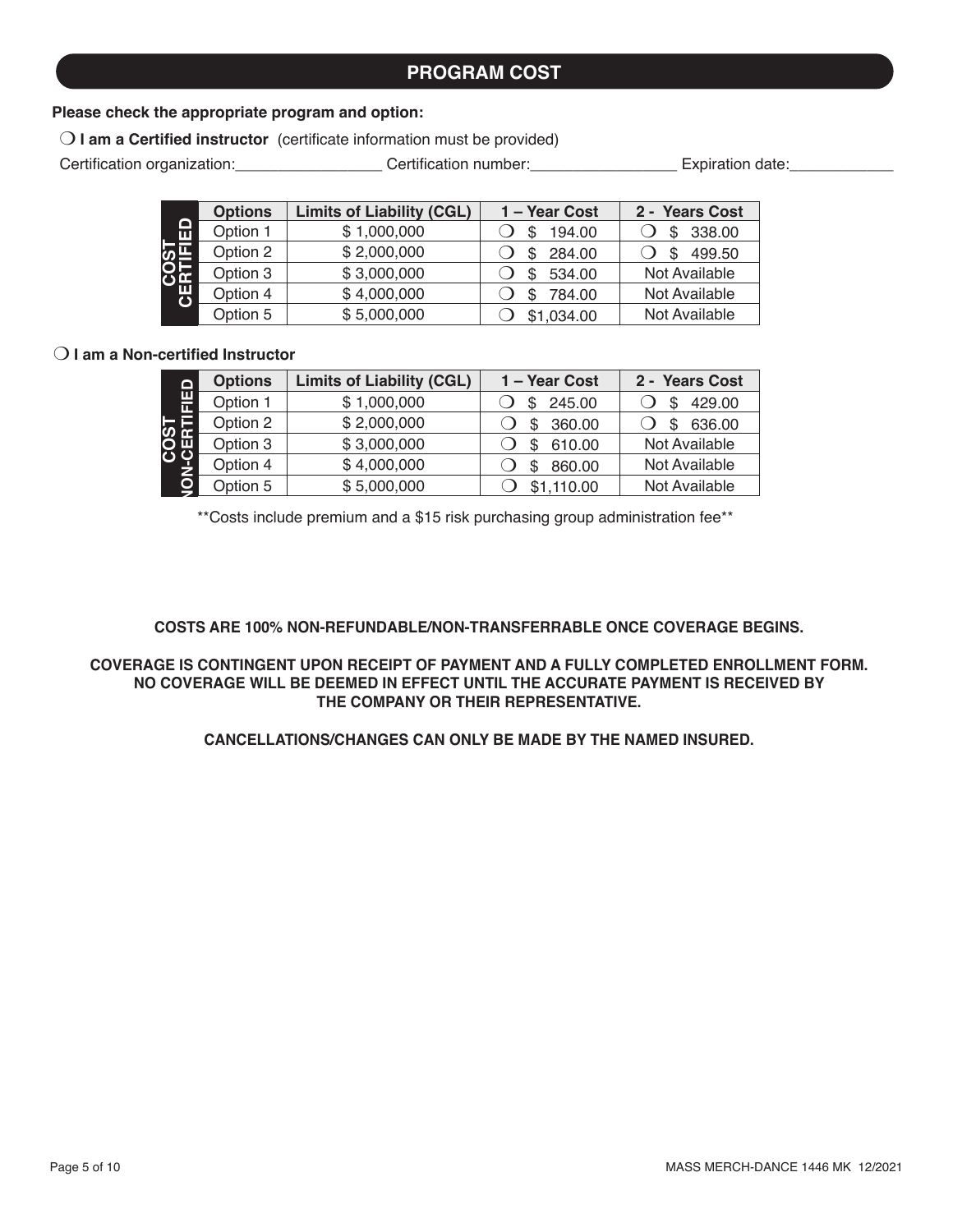## PROGRAM COST

**Please check the appropriate program and option:**

❍ **I am a Certified instructor** (certificate information must be provided)

Certification organization:_________________ Certification number:_________________ Expiration date:____________

| COST CERTIFIED | Options | Limits of Liability (CGL) | 1 – Year Cost | 2 - Years Cost |
|---|---|---|---|---|
| | Option 1 | $ 1,000,000 | ❍ $ 194.00 | ❍ $ 338.00 |
| | Option 2 | $ 2,000,000 | ❍ $ 284.00 | ❍ $ 499.50 |
| | Option 3 | $ 3,000,000 | ❍ $ 534.00 | Not Available |
| | Option 4 | $ 4,000,000 | ❍ $ 784.00 | Not Available |
| | Option 5 | $ 5,000,000 | ❍ $1,034.00 | Not Available |

❍ **I am a Non-certified Instructor**

| COST NON-CERTIFIED | Options | Limits of Liability (CGL) | 1 – Year Cost | 2 - Years Cost |
|---|---|---|---|---|
| | Option 1 | $ 1,000,000 | ❍ $ 245.00 | ❍ $ 429.00 |
| | Option 2 | $ 2,000,000 | ❍ $ 360.00 | ❍ $ 636.00 |
| | Option 3 | $ 3,000,000 | ❍ $ 610.00 | Not Available |
| | Option 4 | $ 4,000,000 | ❍ $ 860.00 | Not Available |
| | Option 5 | $ 5,000,000 | ❍ $1,110.00 | Not Available |

**Costs include premium and a $15 risk purchasing group administration fee**

**COSTS ARE 100% NON-REFUNDABLE/NON-TRANSFERRABLE ONCE COVERAGE BEGINS.**

**COVERAGE IS CONTINGENT UPON RECEIPT OF PAYMENT AND A FULLY COMPLETED ENROLLMENT FORM. NO COVERAGE WILL BE DEEMED IN EFFECT UNTIL THE ACCURATE PAYMENT IS RECEIVED BY THE COMPANY OR THEIR REPRESENTATIVE.**

**CANCELLATIONS/CHANGES CAN ONLY BE MADE BY THE NAMED INSURED.**

MASS MERCH-DANCE 1446 MK 12/2021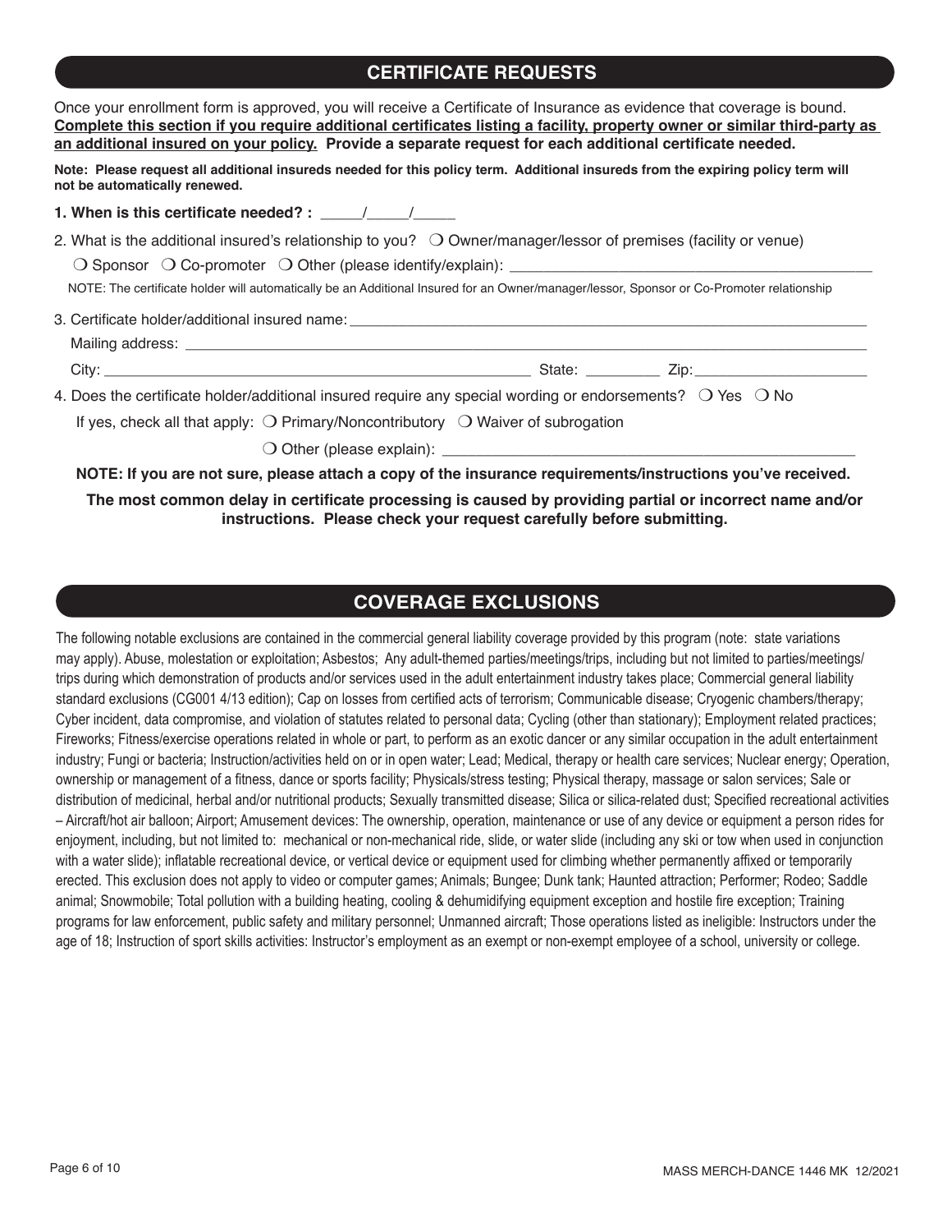## CERTIFICATE REQUESTS

Once your enrollment form is approved, you will receive a Certificate of Insurance as evidence that coverage is bound. **Complete this section if you require additional certificates listing a facility, property owner or similar third-party as an additional insured on your policy. Provide a separate request for each additional certificate needed.**

**Note: Please request all additional insureds needed for this policy term. Additional insureds from the expiring policy term will not be automatically renewed.**

**1. When is this certificate needed? :** _____/_____/_____

2. What is the additional insured's relationship to you? ❍ Owner/manager/lessor of premises (facility or venue)

❍ Sponsor ❍ Co-promoter ❍ Other (please identify/explain): ____________________

NOTE: The certificate holder will automatically be an Additional Insured for an Owner/manager/lessor, Sponsor or Co-Promoter relationship

3. Certificate holder/additional insured name: ____________________

Mailing address: ____________________

City: ____________________ State: _________ Zip: ____________________

4. Does the certificate holder/additional insured require any special wording or endorsements? ❍ Yes ❍ No

If yes, check all that apply: ❍ Primary/Noncontributory ❍ Waiver of subrogation

❍ Other (please explain): ____________________

**NOTE: If you are not sure, please attach a copy of the insurance requirements/instructions you've received.**

**The most common delay in certificate processing is caused by providing partial or incorrect name and/or instructions. Please check your request carefully before submitting.**

## COVERAGE EXCLUSIONS

The following notable exclusions are contained in the commercial general liability coverage provided by this program (note: state variations may apply). Abuse, molestation or exploitation; Asbestos; Any adult-themed parties/meetings/trips, including but not limited to parties/meetings/trips during which demonstration of products and/or services used in the adult entertainment industry takes place; Commercial general liability standard exclusions (CG001 4/13 edition); Cap on losses from certified acts of terrorism; Communicable disease; Cryogenic chambers/therapy; Cyber incident, data compromise, and violation of statutes related to personal data; Cycling (other than stationary); Employment related practices; Fireworks; Fitness/exercise operations related in whole or part, to perform as an exotic dancer or any similar occupation in the adult entertainment industry; Fungi or bacteria; Instruction/activities held on or in open water; Lead; Medical, therapy or health care services; Nuclear energy; Operation, ownership or management of a fitness, dance or sports facility; Physicals/stress testing; Physical therapy, massage or salon services; Sale or distribution of medicinal, herbal and/or nutritional products; Sexually transmitted disease; Silica or silica-related dust; Specified recreational activities – Aircraft/hot air balloon; Airport; Amusement devices: The ownership, operation, maintenance or use of any device or equipment a person rides for enjoyment, including, but not limited to: mechanical or non-mechanical ride, slide, or water slide (including any ski or tow when used in conjunction with a water slide); inflatable recreational device, or vertical device or equipment used for climbing whether permanently affixed or temporarily erected. This exclusion does not apply to video or computer games; Animals; Bungee; Dunk tank; Haunted attraction; Performer; Rodeo; Saddle animal; Snowmobile; Total pollution with a building heating, cooling & dehumidifying equipment exception and hostile fire exception; Training programs for law enforcement, public safety and military personnel; Unmanned aircraft; Those operations listed as ineligible: Instructors under the age of 18; Instruction of sport skills activities: Instructor's employment as an exempt or non-exempt employee of a school, university or college.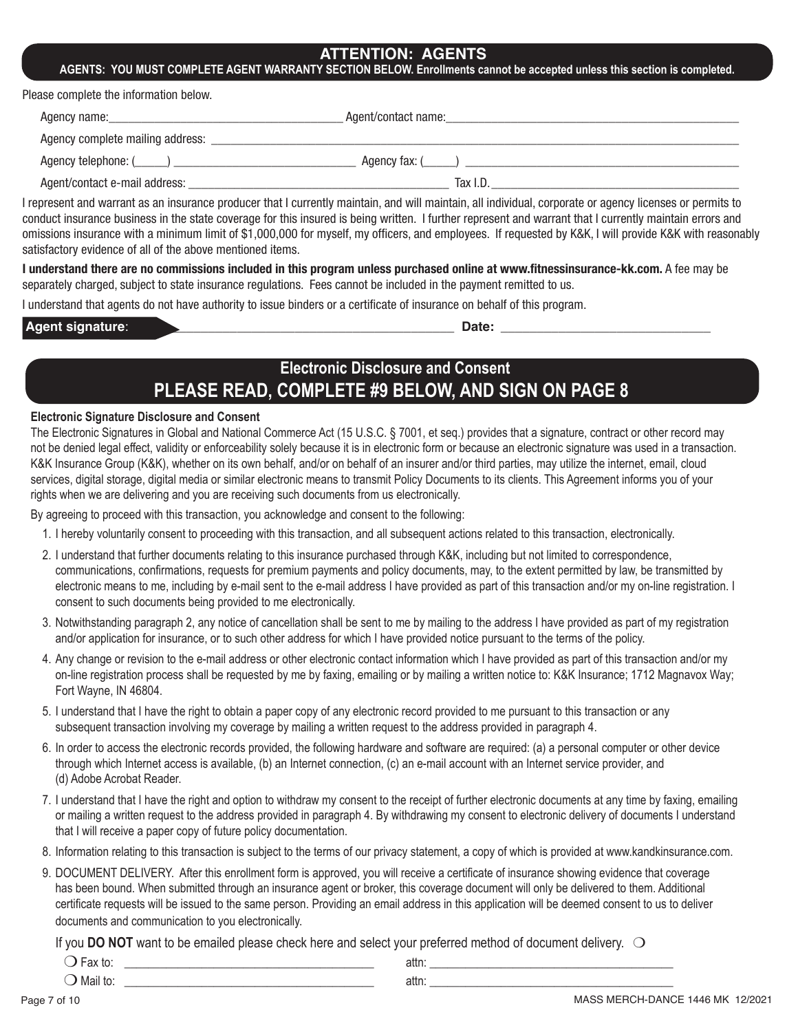## ATTENTION: AGENTS

**AGENTS: YOU MUST COMPLETE AGENT WARRANTY SECTION BELOW. Enrollments cannot be accepted unless this section is completed.**

Please complete the information below.

Agency name:_______________________ Agent/contact name:_______________________

Agency complete mailing address: _______________________________________________

Agency telephone: (_____) _______________________ Agency fax: (_____) _______________________

Agent/contact e-mail address: _______________________ Tax I.D._______________________

I represent and warrant as an insurance producer that I currently maintain, and will maintain, all individual, corporate or agency licenses or permits to conduct insurance business in the state coverage for this insured is being written. I further represent and warrant that I currently maintain errors and omissions insurance with a minimum limit of $1,000,000 for myself, my officers, and employees. If requested by K&K, I will provide K&K with reasonably satisfactory evidence of all of the above mentioned items.

**I understand there are no commissions included in this program unless purchased online at www.fitnessinsurance-kk.com.** A fee may be separately charged, subject to state insurance regulations. Fees cannot be included in the payment remitted to us.

I understand that agents do not have authority to issue binders or a certificate of insurance on behalf of this program.

**Agent signature**: _______________________________ **Date:** _______________________

## Electronic Disclosure and Consent

## PLEASE READ, COMPLETE #9 BELOW, AND SIGN ON PAGE 8

**Electronic Signature Disclosure and Consent**

The Electronic Signatures in Global and National Commerce Act (15 U.S.C. § 7001, et seq.) provides that a signature, contract or other record may not be denied legal effect, validity or enforceability solely because it is in electronic form or because an electronic signature was used in a transaction. K&K Insurance Group (K&K), whether on its own behalf, and/or on behalf of an insurer and/or third parties, may utilize the internet, email, cloud services, digital storage, digital media or similar electronic means to transmit Policy Documents to its clients. This Agreement informs you of your rights when we are delivering and you are receiving such documents from us electronically.

By agreeing to proceed with this transaction, you acknowledge and consent to the following:

1. I hereby voluntarily consent to proceeding with this transaction, and all subsequent actions related to this transaction, electronically.
2. I understand that further documents relating to this insurance purchased through K&K, including but not limited to correspondence, communications, confirmations, requests for premium payments and policy documents, may, to the extent permitted by law, be transmitted by electronic means to me, including by e-mail sent to the e-mail address I have provided as part of this transaction and/or my on-line registration. I consent to such documents being provided to me electronically.
3. Notwithstanding paragraph 2, any notice of cancellation shall be sent to me by mailing to the address I have provided as part of my registration and/or application for insurance, or to such other address for which I have provided notice pursuant to the terms of the policy.
4. Any change or revision to the e-mail address or other electronic contact information which I have provided as part of this transaction and/or my on-line registration process shall be requested by me by faxing, emailing or by mailing a written notice to: K&K Insurance; 1712 Magnavox Way; Fort Wayne, IN 46804.
5. I understand that I have the right to obtain a paper copy of any electronic record provided to me pursuant to this transaction or any subsequent transaction involving my coverage by mailing a written request to the address provided in paragraph 4.
6. In order to access the electronic records provided, the following hardware and software are required: (a) a personal computer or other device through which Internet access is available, (b) an Internet connection, (c) an e-mail account with an Internet service provider, and (d) Adobe Acrobat Reader.
7. I understand that I have the right and option to withdraw my consent to the receipt of further electronic documents at any time by faxing, emailing or mailing a written request to the address provided in paragraph 4. By withdrawing my consent to electronic delivery of documents I understand that I will receive a paper copy of future policy documentation.
8. Information relating to this transaction is subject to the terms of our privacy statement, a copy of which is provided at www.kandkinsurance.com.
9. DOCUMENT DELIVERY. After this enrollment form is approved, you will receive a certificate of insurance showing evidence that coverage has been bound. When submitted through an insurance agent or broker, this coverage document will only be delivered to them. Additional certificate requests will be issued to the same person. Providing an email address in this application will be deemed consent to us to deliver documents and communication to you electronically.

If you **DO NOT** want to be emailed please check here and select your preferred method of document delivery. ❍

❍ Fax to: _______________________ attn: _______________________

❍ Mail to: _______________________ attn: _______________________

MASS MERCH-DANCE 1446 MK 12/2021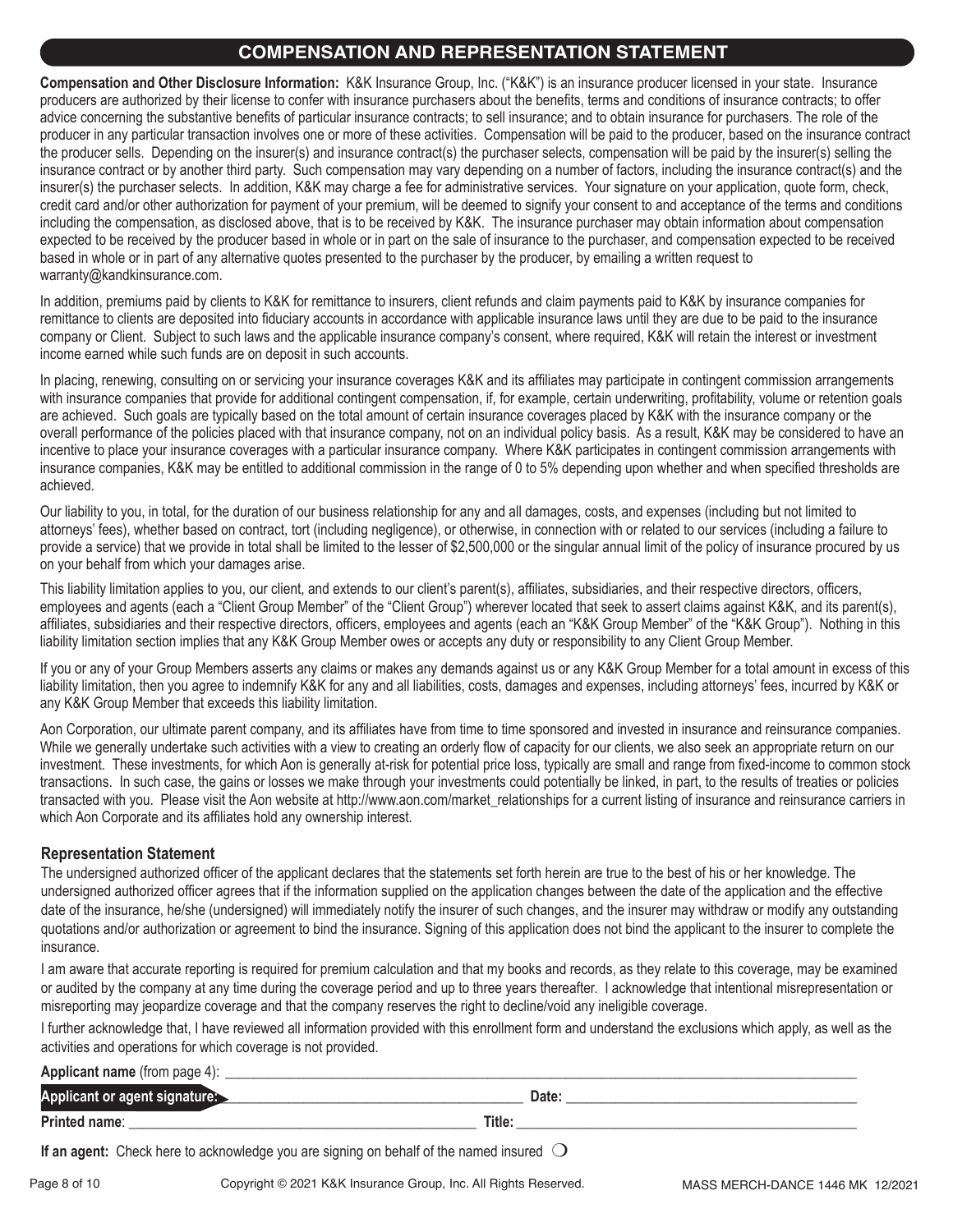## COMPENSATION AND REPRESENTATION STATEMENT

**Compensation and Other Disclosure Information:** K&K Insurance Group, Inc. ("K&K") is an insurance producer licensed in your state. Insurance producers are authorized by their license to confer with insurance purchasers about the benefits, terms and conditions of insurance contracts; to offer advice concerning the substantive benefits of particular insurance contracts; to sell insurance; and to obtain insurance for purchasers. The role of the producer in any particular transaction involves one or more of these activities. Compensation will be paid to the producer, based on the insurance contract the producer sells. Depending on the insurer(s) and insurance contract(s) the purchaser selects, compensation will be paid by the insurer(s) selling the insurance contract or by another third party. Such compensation may vary depending on a number of factors, including the insurance contract(s) and the insurer(s) the purchaser selects. In addition, K&K may charge a fee for administrative services. Your signature on your application, quote form, check, credit card and/or other authorization for payment of your premium, will be deemed to signify your consent to and acceptance of the terms and conditions including the compensation, as disclosed above, that is to be received by K&K. The insurance purchaser may obtain information about compensation expected to be received by the producer based in whole or in part on the sale of insurance to the purchaser, and compensation expected to be received based in whole or in part of any alternative quotes presented to the purchaser by the producer, by emailing a written request to warranty@kandkinsurance.com.

In addition, premiums paid by clients to K&K for remittance to insurers, client refunds and claim payments paid to K&K by insurance companies for remittance to clients are deposited into fiduciary accounts in accordance with applicable insurance laws until they are due to be paid to the insurance company or Client. Subject to such laws and the applicable insurance company's consent, where required, K&K will retain the interest or investment income earned while such funds are on deposit in such accounts.

In placing, renewing, consulting on or servicing your insurance coverages K&K and its affiliates may participate in contingent commission arrangements with insurance companies that provide for additional contingent compensation, if, for example, certain underwriting, profitability, volume or retention goals are achieved. Such goals are typically based on the total amount of certain insurance coverages placed by K&K with the insurance company or the overall performance of the policies placed with that insurance company, not on an individual policy basis. As a result, K&K may be considered to have an incentive to place your insurance coverages with a particular insurance company. Where K&K participates in contingent commission arrangements with insurance companies, K&K may be entitled to additional commission in the range of 0 to 5% depending upon whether and when specified thresholds are achieved.

Our liability to you, in total, for the duration of our business relationship for any and all damages, costs, and expenses (including but not limited to attorneys' fees), whether based on contract, tort (including negligence), or otherwise, in connection with or related to our services (including a failure to provide a service) that we provide in total shall be limited to the lesser of $2,500,000 or the singular annual limit of the policy of insurance procured by us on your behalf from which your damages arise.

This liability limitation applies to you, our client, and extends to our client's parent(s), affiliates, subsidiaries, and their respective directors, officers, employees and agents (each a "Client Group Member" of the "Client Group") wherever located that seek to assert claims against K&K, and its parent(s), affiliates, subsidiaries and their respective directors, officers, employees and agents (each an "K&K Group Member" of the "K&K Group"). Nothing in this liability limitation section implies that any K&K Group Member owes or accepts any duty or responsibility to any Client Group Member.

If you or any of your Group Members asserts any claims or makes any demands against us or any K&K Group Member for a total amount in excess of this liability limitation, then you agree to indemnify K&K for any and all liabilities, costs, damages and expenses, including attorneys' fees, incurred by K&K or any K&K Group Member that exceeds this liability limitation.

Aon Corporation, our ultimate parent company, and its affiliates have from time to time sponsored and invested in insurance and reinsurance companies. While we generally undertake such activities with a view to creating an orderly flow of capacity for our clients, we also seek an appropriate return on our investment. These investments, for which Aon is generally at-risk for potential price loss, typically are small and range from fixed-income to common stock transactions. In such case, the gains or losses we make through your investments could potentially be linked, in part, to the results of treaties or policies transacted with you. Please visit the Aon website at http://www.aon.com/market_relationships for a current listing of insurance and reinsurance carriers in which Aon Corporate and its affiliates hold any ownership interest.

### Representation Statement

The undersigned authorized officer of the applicant declares that the statements set forth herein are true to the best of his or her knowledge. The undersigned authorized officer agrees that if the information supplied on the application changes between the date of the application and the effective date of the insurance, he/she (undersigned) will immediately notify the insurer of such changes, and the insurer may withdraw or modify any outstanding quotations and/or authorization or agreement to bind the insurance. Signing of this application does not bind the applicant to the insurer to complete the insurance.

I am aware that accurate reporting is required for premium calculation and that my books and records, as they relate to this coverage, may be examined or audited by the company at any time during the coverage period and up to three years thereafter. I acknowledge that intentional misrepresentation or misreporting may jeopardize coverage and that the company reserves the right to decline/void any ineligible coverage.

I further acknowledge that, I have reviewed all information provided with this enrollment form and understand the exclusions which apply, as well as the activities and operations for which coverage is not provided.

**Applicant name** (from page 4): ______________________________

**Applicant or agent signature:** ______________________________ **Date:** ______________________________

**Printed name**: ______________________________ **Title:** ______________________________

**If an agent:** Check here to acknowledge you are signing on behalf of the named insured ❍

MASS MERCH-DANCE 1446 MK 12/2021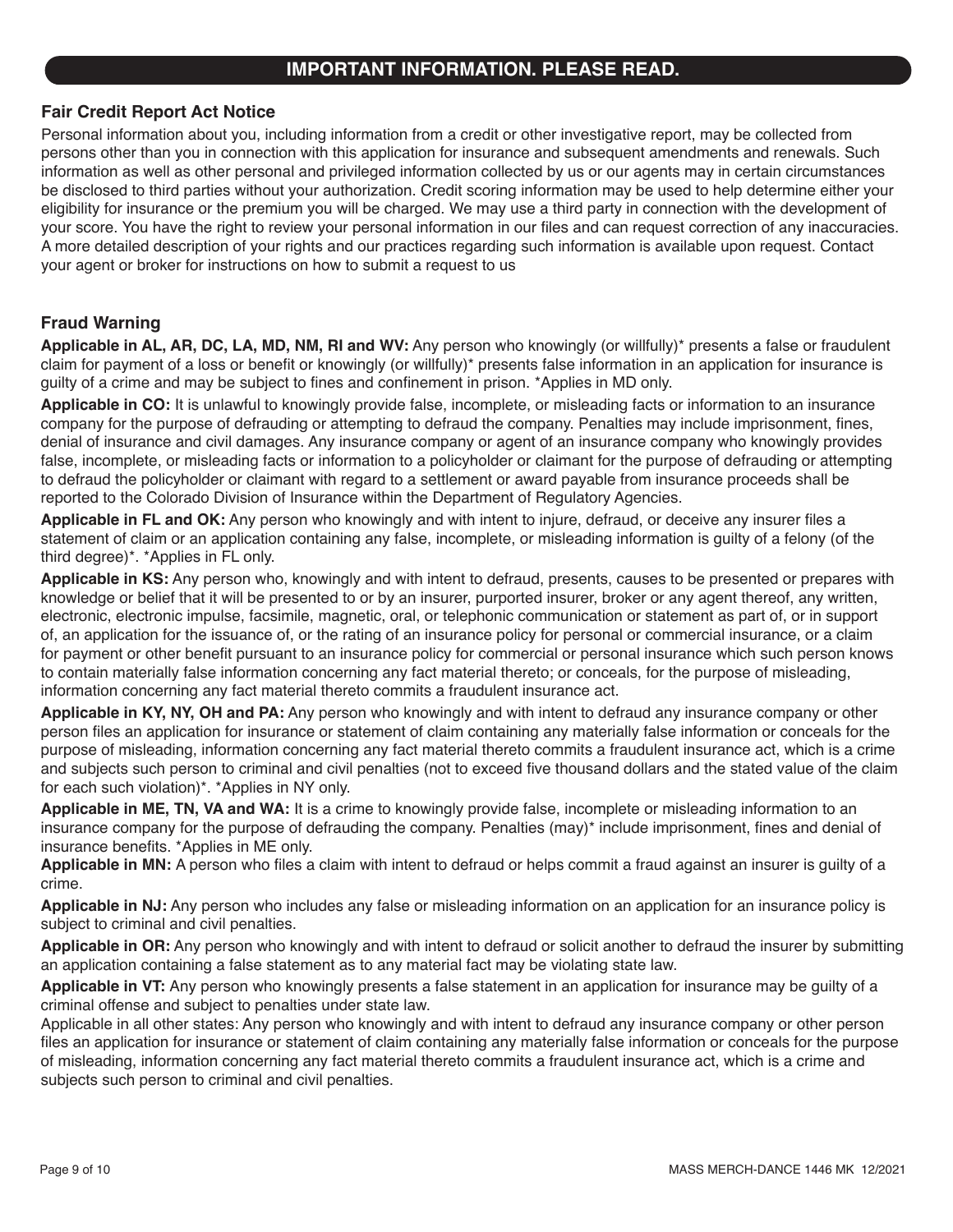## IMPORTANT INFORMATION. PLEASE READ.

### Fair Credit Report Act Notice

Personal information about you, including information from a credit or other investigative report, may be collected from persons other than you in connection with this application for insurance and subsequent amendments and renewals. Such information as well as other personal and privileged information collected by us or our agents may in certain circumstances be disclosed to third parties without your authorization. Credit scoring information may be used to help determine either your eligibility for insurance or the premium you will be charged. We may use a third party in connection with the development of your score. You have the right to review your personal information in our files and can request correction of any inaccuracies. A more detailed description of your rights and our practices regarding such information is available upon request. Contact your agent or broker for instructions on how to submit a request to us

### Fraud Warning

**Applicable in AL, AR, DC, LA, MD, NM, RI and WV:** Any person who knowingly (or willfully)* presents a false or fraudulent claim for payment of a loss or benefit or knowingly (or willfully)* presents false information in an application for insurance is guilty of a crime and may be subject to fines and confinement in prison. *Applies in MD only.

**Applicable in CO:** It is unlawful to knowingly provide false, incomplete, or misleading facts or information to an insurance company for the purpose of defrauding or attempting to defraud the company. Penalties may include imprisonment, fines, denial of insurance and civil damages. Any insurance company or agent of an insurance company who knowingly provides false, incomplete, or misleading facts or information to a policyholder or claimant for the purpose of defrauding or attempting to defraud the policyholder or claimant with regard to a settlement or award payable from insurance proceeds shall be reported to the Colorado Division of Insurance within the Department of Regulatory Agencies.

**Applicable in FL and OK:** Any person who knowingly and with intent to injure, defraud, or deceive any insurer files a statement of claim or an application containing any false, incomplete, or misleading information is guilty of a felony (of the third degree)*. *Applies in FL only.

**Applicable in KS:** Any person who, knowingly and with intent to defraud, presents, causes to be presented or prepares with knowledge or belief that it will be presented to or by an insurer, purported insurer, broker or any agent thereof, any written, electronic, electronic impulse, facsimile, magnetic, oral, or telephonic communication or statement as part of, or in support of, an application for the issuance of, or the rating of an insurance policy for personal or commercial insurance, or a claim for payment or other benefit pursuant to an insurance policy for commercial or personal insurance which such person knows to contain materially false information concerning any fact material thereto; or conceals, for the purpose of misleading, information concerning any fact material thereto commits a fraudulent insurance act.

**Applicable in KY, NY, OH and PA:** Any person who knowingly and with intent to defraud any insurance company or other person files an application for insurance or statement of claim containing any materially false information or conceals for the purpose of misleading, information concerning any fact material thereto commits a fraudulent insurance act, which is a crime and subjects such person to criminal and civil penalties (not to exceed five thousand dollars and the stated value of the claim for each such violation)*. *Applies in NY only.

**Applicable in ME, TN, VA and WA:** It is a crime to knowingly provide false, incomplete or misleading information to an insurance company for the purpose of defrauding the company. Penalties (may)* include imprisonment, fines and denial of insurance benefits. *Applies in ME only.

**Applicable in MN:** A person who files a claim with intent to defraud or helps commit a fraud against an insurer is guilty of a crime.

**Applicable in NJ:** Any person who includes any false or misleading information on an application for an insurance policy is subject to criminal and civil penalties.

**Applicable in OR:** Any person who knowingly and with intent to defraud or solicit another to defraud the insurer by submitting an application containing a false statement as to any material fact may be violating state law.

**Applicable in VT:** Any person who knowingly presents a false statement in an application for insurance may be guilty of a criminal offense and subject to penalties under state law.

Applicable in all other states: Any person who knowingly and with intent to defraud any insurance company or other person files an application for insurance or statement of claim containing any materially false information or conceals for the purpose of misleading, information concerning any fact material thereto commits a fraudulent insurance act, which is a crime and subjects such person to criminal and civil penalties.

MASS MERCH-DANCE 1446 MK 12/2021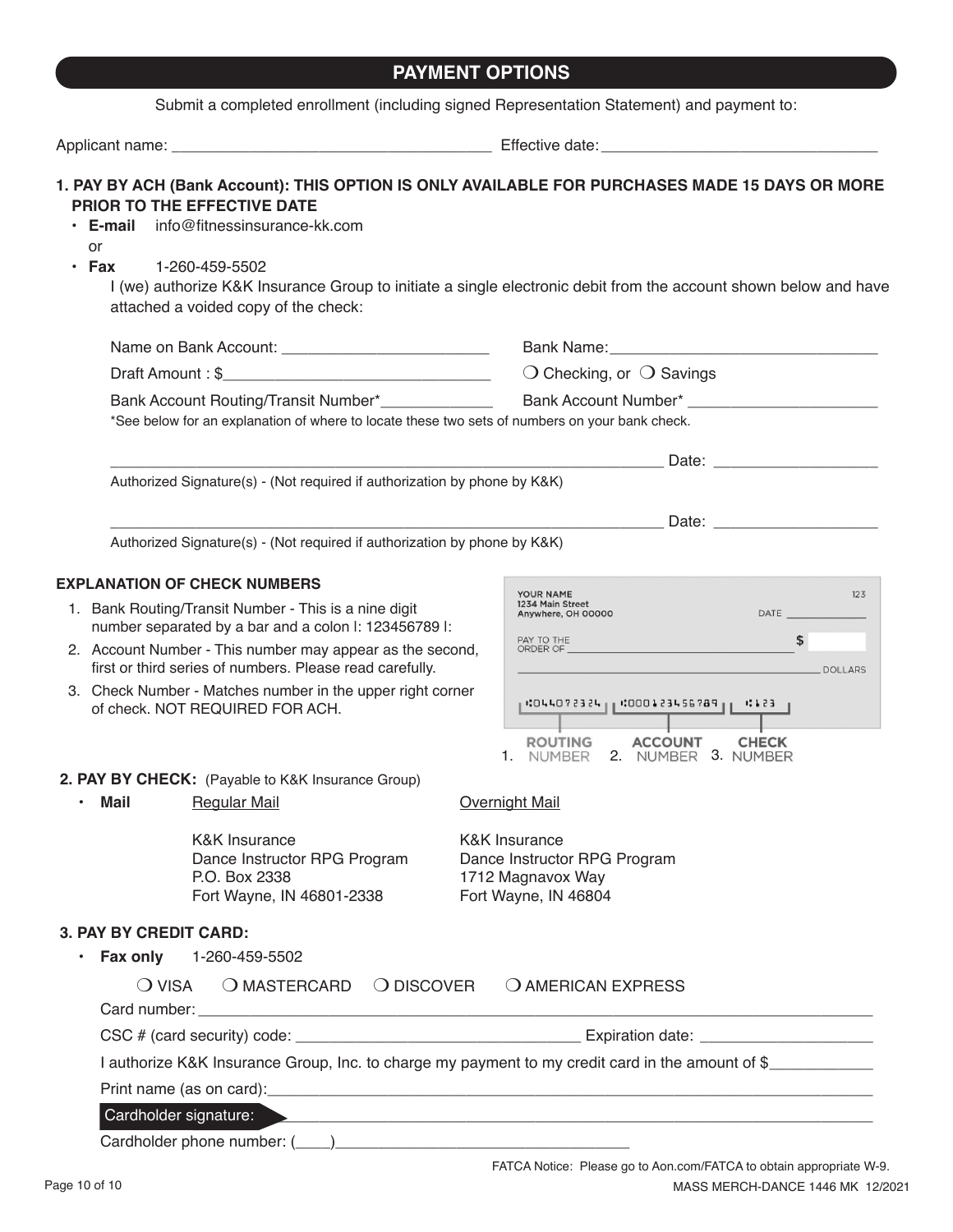## PAYMENT OPTIONS

Submit a completed enrollment (including signed Representation Statement) and payment to:

Applicant name: ____________________________________ Effective date: ________________________________

### 1. PAY BY ACH (Bank Account): THIS OPTION IS ONLY AVAILABLE FOR PURCHASES MADE 15 DAYS OR MORE PRIOR TO THE EFFECTIVE DATE

- **E-mail** info@fitnessinsurance-kk.com

  or
- **Fax** 1-260-459-5502

  I (we) authorize K&K Insurance Group to initiate a single electronic debit from the account shown below and have attached a voided copy of the check:

  Name on Bank Account: ________________________ Bank Name: ________________________________

  Draft Amount : $________________________________ ❍ Checking, or ❍ Savings

  Bank Account Routing/Transit Number*_____________ Bank Account Number* ______________________

  *See below for an explanation of where to locate these two sets of numbers on your bank check.

  ________________________________________________________________ Date: ___________________

  Authorized Signature(s) - (Not required if authorization by phone by K&K)

  ________________________________________________________________ Date: ___________________

  Authorized Signature(s) - (Not required if authorization by phone by K&K)

**EXPLANATION OF CHECK NUMBERS**

1. Bank Routing/Transit Number - This is a nine digit number separated by a bar and a colon |: 123456789 |:
2. Account Number - This number may appear as the second, first or third series of numbers. Please read carefully.
3. Check Number - Matches number in the upper right corner of check. NOT REQUIRED FOR ACH.

YOUR NAME
1234 Main Street
Anywhere, OH 00000
123
DATE
PAY TO THE ORDER OF
$
DOLLARS
1. ROUTING NUMBER 2. ACCOUNT NUMBER 3. CHECK NUMBER

### 2. PAY BY CHECK: (Payable to K&K Insurance Group)

- **Mail**

| Regular Mail | Overnight Mail |
|---|---|
| K&K Insurance<br>Dance Instructor RPG Program<br>P.O. Box 2338<br>Fort Wayne, IN 46801-2338 | K&K Insurance<br>Dance Instructor RPG Program<br>1712 Magnavox Way<br>Fort Wayne, IN 46804 |

### 3. PAY BY CREDIT CARD:

- **Fax only** 1-260-459-5502

  ❍ VISA ❍ MASTERCARD ❍ DISCOVER ❍ AMERICAN EXPRESS

  Card number: ________________________________________________________________________

  CSC # (card security code): ________________________________ Expiration date: ____________________

  I authorize K&K Insurance Group, Inc. to charge my payment to my credit card in the amount of $____________

  Print name (as on card): ______________________________________________________________

  Cardholder signature: ________________________________________________________________

  Cardholder phone number: (____)__________________________________

FATCA Notice: Please go to Aon.com/FATCA to obtain appropriate W-9.

MASS MERCH-DANCE 1446 MK 12/2021